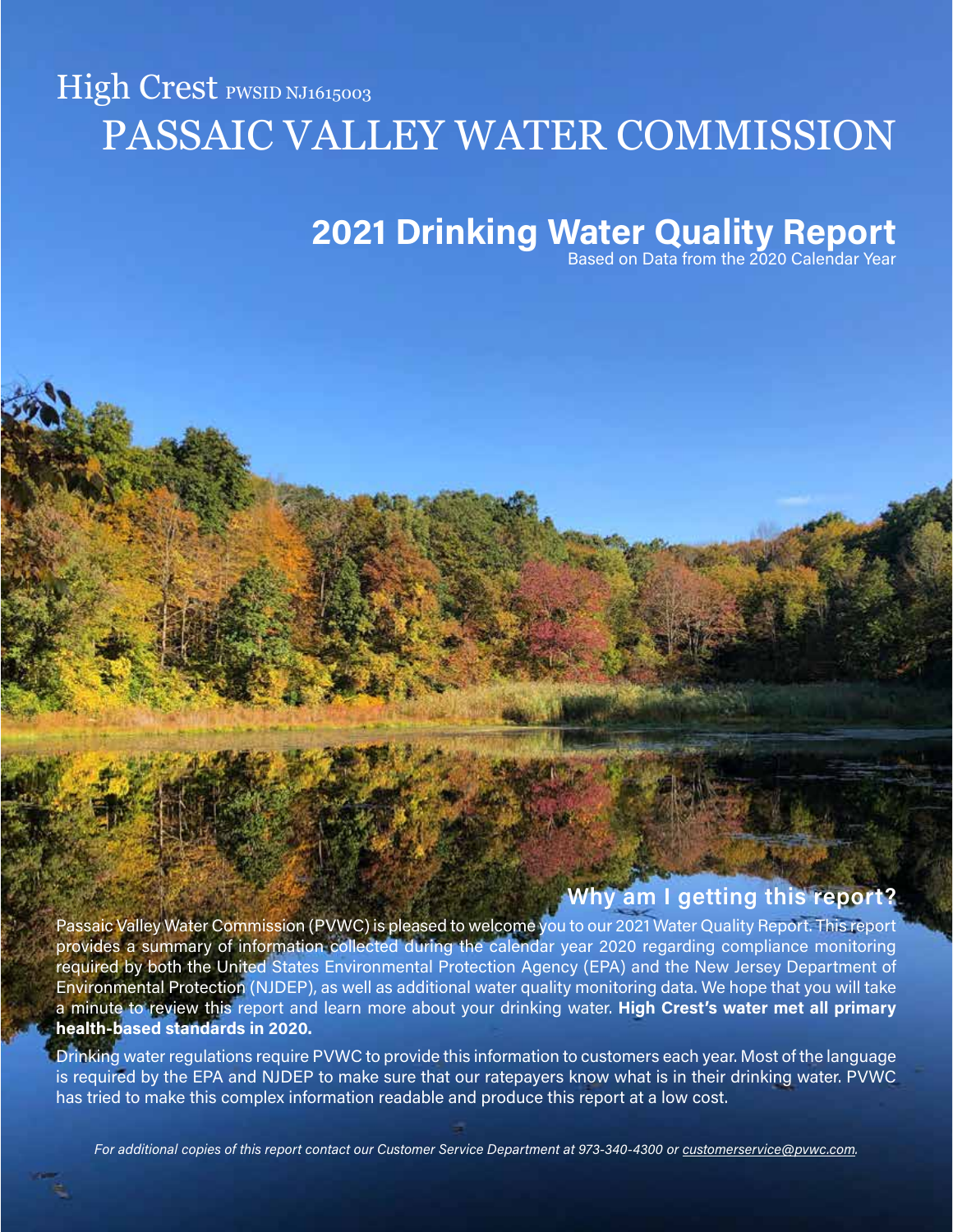# High Crest PWSID NJ1615003

# PASSAIC VALLEY WATER COMMISSION

## 2021 Drinking Water Quality Report

Based on Data from the 2020 Calendar Year

### Why am I getting this report?

Passaic Valley Water Commission (PVWC) is pleased to welcome you to our 2021 Water Quality Report. This report provides a summary of information collected during the calendar year 2020 regarding compliance monitoring required by both the United States Environmental Protection Agency (EPA) and the New Jersey Department of Environmental Protection (NJDEP), as well as additional water quality monitoring data. We hope that you will take a minute to review this report and learn more about your drinking water. **High Crest's water met all primary health-based standards in 2020.**

Drinking water regulations require PVWC to provide this information to customers each year. Most of the language is required by the EPA and NJDEP to make sure that our ratepayers know what is in their drinking water. PVWC has tried to make this complex information readable and produce this report at a low cost.

*For additional copies of this report contact our Customer Service Department at 973-340-4300 or customerservice@pvwc.com.*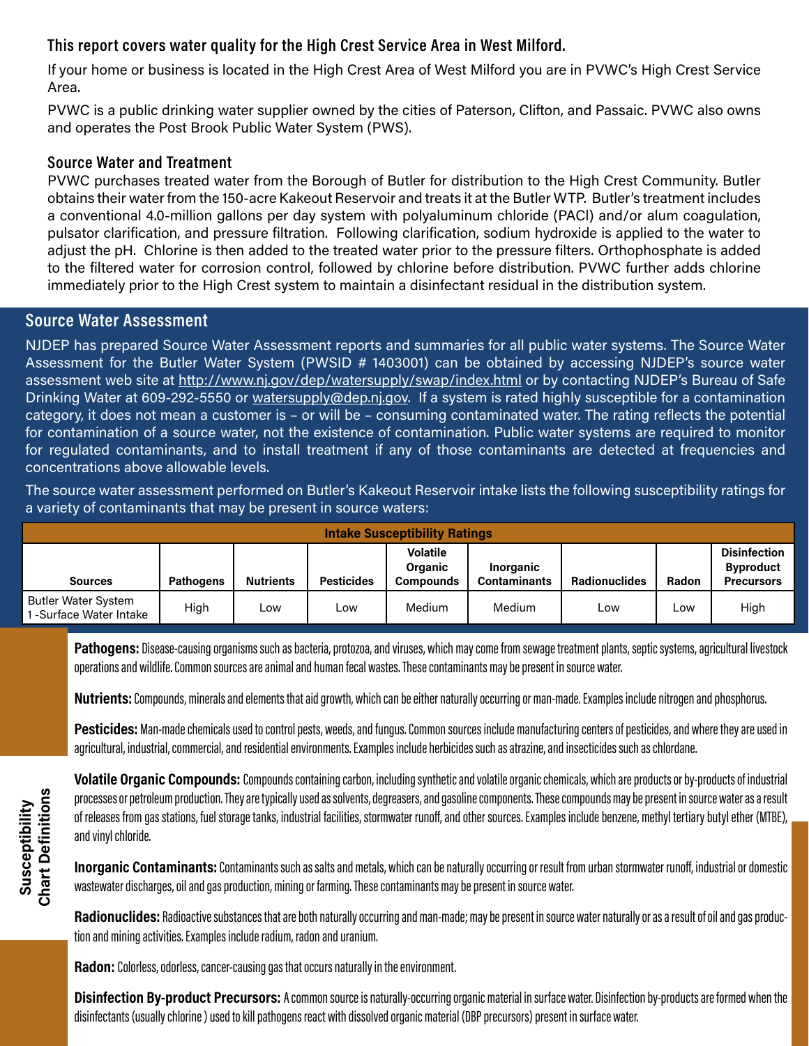### This report covers water quality for the High Crest Service Area in West Milford.

If your home or business is located in the High Crest Area of West Milford you are in PVWC's High Crest Service Area.

PVWC is a public drinking water supplier owned by the cities of Paterson, Clifton, and Passaic. PVWC also owns and operates the Post Brook Public Water System (PWS).

### Source Water and Treatment

PVWC purchases treated water from the Borough of Butler for distribution to the High Crest Community. Butler obtains their water from the 150-acre Kakeout Reservoir and treats it at the Butler WTP. Butler's treatment includes a conventional 4.0-million gallons per day system with polyaluminum chloride (PACl) and/or alum coagulation, pulsator clarification, and pressure filtration. Following clarification, sodium hydroxide is applied to the water to adjust the pH. Chlorine is then added to the treated water prior to the pressure filters. Orthophosphate is added to the filtered water for corrosion control, followed by chlorine before distribution. PVWC further adds chlorine immediately prior to the High Crest system to maintain a disinfectant residual in the distribution system.

## Source Water Assessment

NJDEP has prepared Source Water Assessment reports and summaries for all public water systems. The Source Water Assessment for the Butler Water System (PWSID # 1403001) can be obtained by accessing NJDEP's source water assessment web site at http://www.nj.gov/dep/watersupply/swap/index.html or by contacting NJDEP's Bureau of Safe Drinking Water at 609-292-5550 or watersupply@dep.nj.gov. If a system is rated highly susceptible for a contamination category, it does not mean a customer is – or will be – consuming contaminated water. The rating reflects the potential for contamination of a source water, not the existence of contamination. Public water systems are required to monitor for regulated contaminants, and to install treatment if any of those contaminants are detected at frequencies and concentrations above allowable levels.

The source water assessment performed on Butler's Kakeout Reservoir intake lists the following susceptibility ratings for a variety of contaminants that may be present in source waters:

| Intake Susceptibility Ratings | | | | | | | | |
|---|---|---|---|---|---|---|---|---|
| Sources | Pathogens | Nutrients | Pesticides | Volatile Organic Compounds | Inorganic Contaminants | Radionuclides | Radon | Disinfection Byproduct Precursors |
| Butler Water System 1 -Surface Water Intake | High | Low | Low | Medium | Medium | Low | Low | High |

### Susceptibility Chart Definitions

**Pathogens:** Disease-causing organisms such as bacteria, protozoa, and viruses, which may come from sewage treatment plants, septic systems, agricultural livestock operations and wildlife. Common sources are animal and human fecal wastes. These contaminants may be present in source water.

**Nutrients:** Compounds, minerals and elements that aid growth, which can be either naturally occurring or man-made. Examples include nitrogen and phosphorus.

**Pesticides:** Man-made chemicals used to control pests, weeds, and fungus. Common sources include manufacturing centers of pesticides, and where they are used in agricultural, industrial, commercial, and residential environments. Examples include herbicides such as atrazine, and insecticides such as chlordane.

**Volatile Organic Compounds:** Compounds containing carbon, including synthetic and volatile organic chemicals, which are products or by-products of industrial processes or petroleum production. They are typically used as solvents, degreasers, and gasoline components. These compounds may be present in source water as a result of releases from gas stations, fuel storage tanks, industrial facilities, stormwater runoff, and other sources. Examples include benzene, methyl tertiary butyl ether (MTBE), and vinyl chloride.

**Inorganic Contaminants:** Contaminants such as salts and metals, which can be naturally occurring or result from urban stormwater runoff, industrial or domestic wastewater discharges, oil and gas production, mining or farming. These contaminants may be present in source water.

**Radionuclides:** Radioactive substances that are both naturally occurring and man-made; may be present in source water naturally or as a result of oil and gas production and mining activities. Examples include radium, radon and uranium.

**Radon:** Colorless, odorless, cancer-causing gas that occurs naturally in the environment.

**Disinfection By-product Precursors:** A common source is naturally-occurring organic material in surface water. Disinfection by-products are formed when the disinfectants (usually chlorine ) used to kill pathogens react with dissolved organic material (DBP precursors) present in surface water.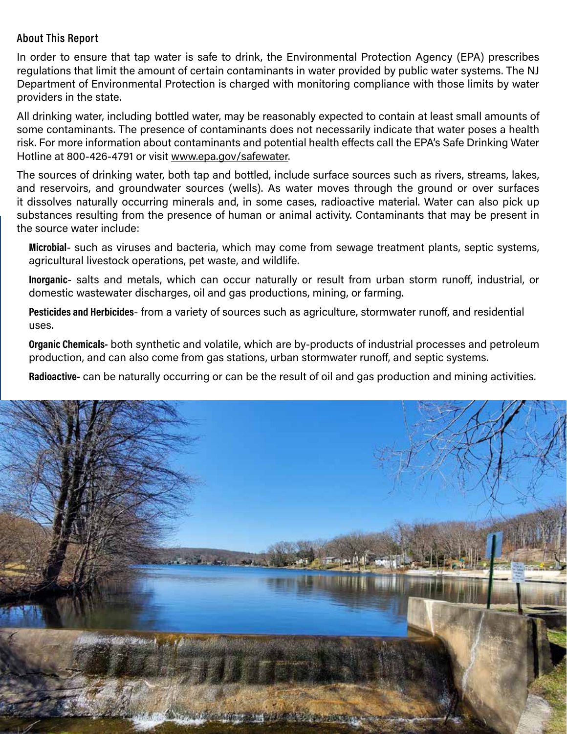## About This Report

In order to ensure that tap water is safe to drink, the Environmental Protection Agency (EPA) prescribes regulations that limit the amount of certain contaminants in water provided by public water systems. The NJ Department of Environmental Protection is charged with monitoring compliance with those limits by water providers in the state.

All drinking water, including bottled water, may be reasonably expected to contain at least small amounts of some contaminants. The presence of contaminants does not necessarily indicate that water poses a health risk. For more information about contaminants and potential health effects call the EPA's Safe Drinking Water Hotline at 800-426-4791 or visit www.epa.gov/safewater.

The sources of drinking water, both tap and bottled, include surface sources such as rivers, streams, lakes, and reservoirs, and groundwater sources (wells). As water moves through the ground or over surfaces it dissolves naturally occurring minerals and, in some cases, radioactive material. Water can also pick up substances resulting from the presence of human or animal activity. Contaminants that may be present in the source water include:

**Microbial**- such as viruses and bacteria, which may come from sewage treatment plants, septic systems, agricultural livestock operations, pet waste, and wildlife.

**Inorganic**- salts and metals, which can occur naturally or result from urban storm runoff, industrial, or domestic wastewater discharges, oil and gas productions, mining, or farming.

**Pesticides and Herbicides**- from a variety of sources such as agriculture, stormwater runoff, and residential uses.

**Organic Chemicals-** both synthetic and volatile, which are by-products of industrial processes and petroleum production, and can also come from gas stations, urban stormwater runoff, and septic systems.

**Radioactive-** can be naturally occurring or can be the result of oil and gas production and mining activities.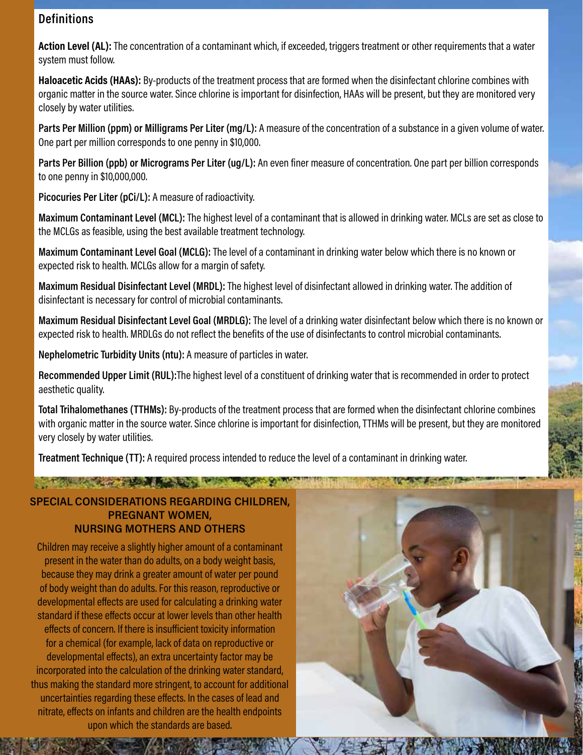## Definitions

**Action Level (AL):** The concentration of a contaminant which, if exceeded, triggers treatment or other requirements that a water system must follow.

**Haloacetic Acids (HAAs):** By-products of the treatment process that are formed when the disinfectant chlorine combines with organic matter in the source water. Since chlorine is important for disinfection, HAAs will be present, but they are monitored very closely by water utilities.

**Parts Per Million (ppm) or Milligrams Per Liter (mg/L):** A measure of the concentration of a substance in a given volume of water. One part per million corresponds to one penny in $10,000.

**Parts Per Billion (ppb) or Micrograms Per Liter (ug/L):** An even finer measure of concentration. One part per billion corresponds to one penny in $10,000,000.

**Picocuries Per Liter (pCi/L):** A measure of radioactivity.

**Maximum Contaminant Level (MCL):** The highest level of a contaminant that is allowed in drinking water. MCLs are set as close to the MCLGs as feasible, using the best available treatment technology.

**Maximum Contaminant Level Goal (MCLG):** The level of a contaminant in drinking water below which there is no known or expected risk to health. MCLGs allow for a margin of safety.

**Maximum Residual Disinfectant Level (MRDL):** The highest level of disinfectant allowed in drinking water. The addition of disinfectant is necessary for control of microbial contaminants.

**Maximum Residual Disinfectant Level Goal (MRDLG):** The level of a drinking water disinfectant below which there is no known or expected risk to health. MRDLGs do not reflect the benefits of the use of disinfectants to control microbial contaminants.

**Nephelometric Turbidity Units (ntu):** A measure of particles in water.

**Recommended Upper Limit (RUL):** The highest level of a constituent of drinking water that is recommended in order to protect aesthetic quality.

**Total Trihalomethanes (TTHMs):** By-products of the treatment process that are formed when the disinfectant chlorine combines with organic matter in the source water. Since chlorine is important for disinfection, TTHMs will be present, but they are monitored very closely by water utilities.

**Treatment Technique (TT):** A required process intended to reduce the level of a contaminant in drinking water.

## SPECIAL CONSIDERATIONS REGARDING CHILDREN, PREGNANT WOMEN, NURSING MOTHERS AND OTHERS

Children may receive a slightly higher amount of a contaminant present in the water than do adults, on a body weight basis, because they may drink a greater amount of water per pound of body weight than do adults. For this reason, reproductive or developmental effects are used for calculating a drinking water standard if these effects occur at lower levels than other health effects of concern. If there is insufficient toxicity information for a chemical (for example, lack of data on reproductive or developmental effects), an extra uncertainty factor may be incorporated into the calculation of the drinking water standard, thus making the standard more stringent, to account for additional uncertainties regarding these effects. In the cases of lead and nitrate, effects on infants and children are the health endpoints upon which the standards are based.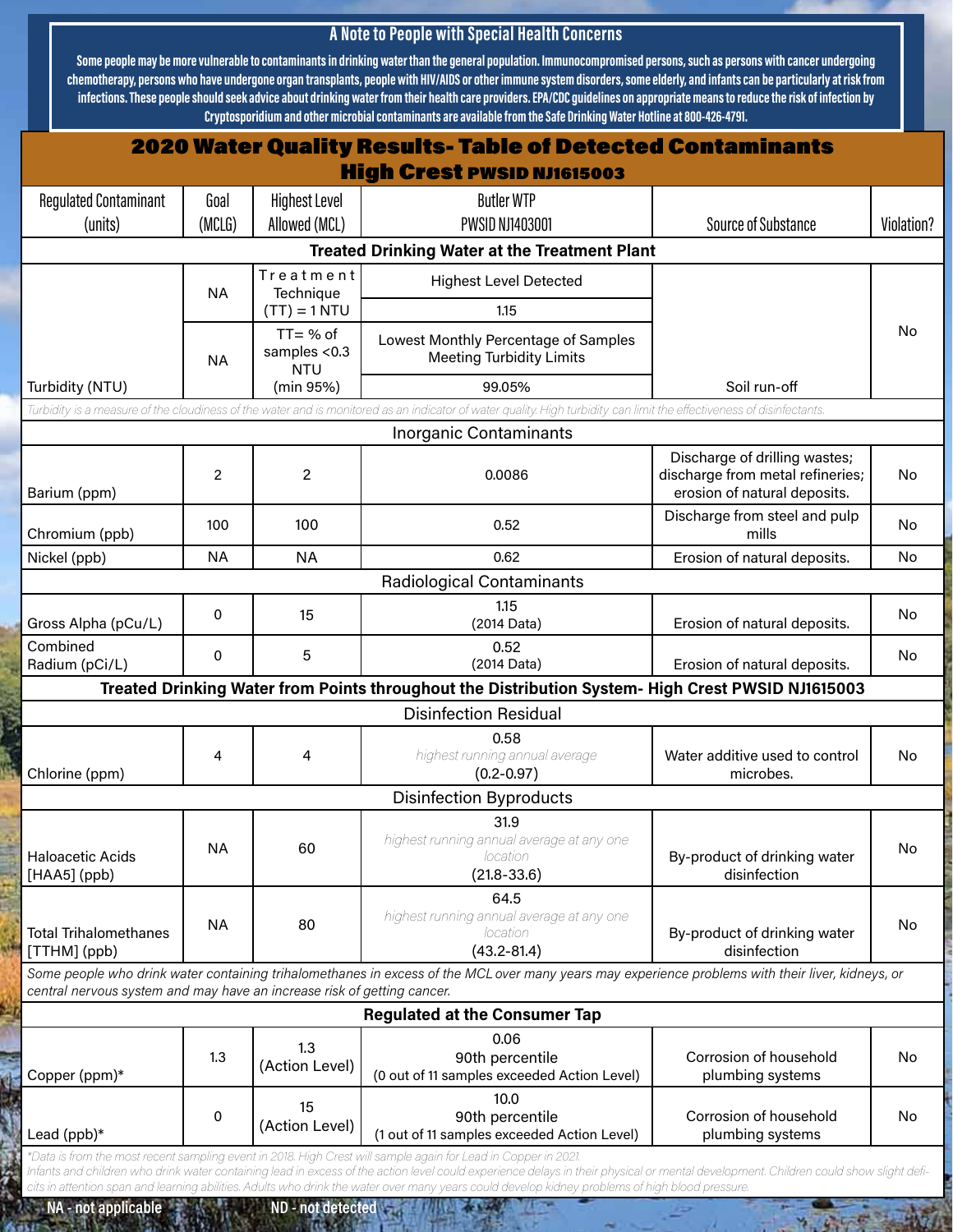## A Note to People with Special Health Concerns

**Some people may be more vulnerable to contaminants in drinking water than the general population. Immunocompromised persons, such as persons with cancer undergoing chemotherapy, persons who have undergone organ transplants, people with HIV/AIDS or other immune system disorders, some elderly, and infants can be particularly at risk from infections. These people should seek advice about drinking water from their health care providers. EPA/CDC guidelines on appropriate means to reduce the risk of infection by Cryptosporidium and other microbial contaminants are available from the Safe Drinking Water Hotline at 800-426-4791.**

# 2020 Water Quality Results- Table of Detected Contaminants
## High Crest PWSID NJ1615003

| Regulated Contaminant (units) | Goal (MCLG) | Highest Level Allowed (MCL) | Butler WTP PWSID NJ1403001 | Source of Substance | Violation? |
|---|---|---|---|---|---|
| **Treated Drinking Water at the Treatment Plant** | | | | | |
| Turbidity (NTU) | NA | Treatment Technique (TT) = 1 NTU | Highest Level Detected: 1.15 | Soil run-off | No |
| | NA | TT= % of samples <0.3 NTU (min 95%) | Lowest Monthly Percentage of Samples Meeting Turbidity Limits: 99.05% | | |
| *Turbidity is a measure of the cloudiness of the water and is monitored as an indicator of water quality. High turbidity can limit the effectiveness of disinfectants.* | | | | | |
| Inorganic Contaminants | | | | | |
| Barium (ppm) | 2 | 2 | 0.0086 | Discharge of drilling wastes; discharge from metal refineries; erosion of natural deposits. | No |
| Chromium (ppb) | 100 | 100 | 0.52 | Discharge from steel and pulp mills | No |
| Nickel (ppb) | NA | NA | 0.62 | Erosion of natural deposits. | No |
| Radiological Contaminants | | | | | |
| Gross Alpha (pCu/L) | 0 | 15 | 1.15 (2014 Data) | Erosion of natural deposits. | No |
| Combined Radium (pCi/L) | 0 | 5 | 0.52 (2014 Data) | Erosion of natural deposits. | No |
| **Treated Drinking Water from Points throughout the Distribution System- High Crest PWSID NJ1615003** | | | | | |
| Disinfection Residual | | | | | |
| Chlorine (ppm) | 4 | 4 | 0.58 *highest running annual average* (0.2-0.97) | Water additive used to control microbes. | No |
| Disinfection Byproducts | | | | | |
| Haloacetic Acids [HAA5] (ppb) | NA | 60 | 31.9 *highest running annual average at any one location* (21.8-33.6) | By-product of drinking water disinfection | No |
| Total Trihalomethanes [TTHM] (ppb) | NA | 80 | 64.5 *highest running annual average at any one location* (43.2-81.4) | By-product of drinking water disinfection | No |
| *Some people who drink water containing trihalomethanes in excess of the MCL over many years may experience problems with their liver, kidneys, or central nervous system and may have an increase risk of getting cancer.* | | | | | |
| **Regulated at the Consumer Tap** | | | | | |
| Copper (ppm)* | 1.3 | 1.3 (Action Level) | 0.06 90th percentile (0 out of 11 samples exceeded Action Level) | Corrosion of household plumbing systems | No |
| Lead (ppb)* | 0 | 15 (Action Level) | 10.0 90th percentile (1 out of 11 samples exceeded Action Level) | Corrosion of household plumbing systems | No |

*\*Data is from the most recent sampling event in 2018. High Crest will sample again for Lead in Copper in 2021.*
*Infants and children who drink water containing lead in excess of the action level could experience delays in their physical or mental development. Children could show slight deficits in attention span and learning abilities. Adults who drink the water over many years could develop kidney problems of high blood pressure.*

NA - not applicable     ND - not detected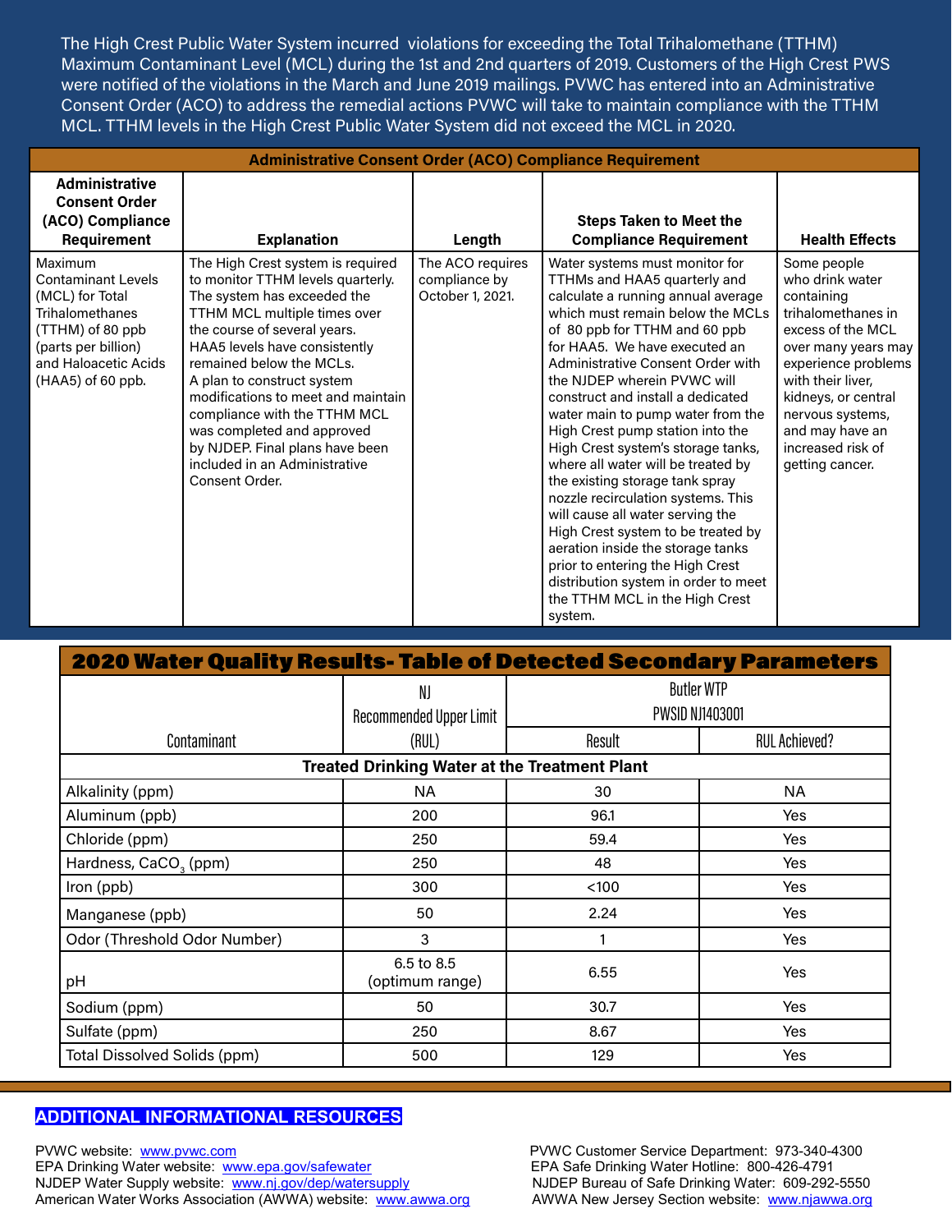The High Crest Public Water System incurred violations for exceeding the Total Trihalomethane (TTHM) Maximum Contaminant Level (MCL) during the 1st and 2nd quarters of 2019. Customers of the High Crest PWS were notified of the violations in the March and June 2019 mailings. PVWC has entered into an Administrative Consent Order (ACO) to address the remedial actions PVWC will take to maintain compliance with the TTHM MCL. TTHM levels in the High Crest Public Water System did not exceed the MCL in 2020.

| Administrative Consent Order (ACO) Compliance Requirement | | | | |
|---|---|---|---|---|
| **Administrative Consent Order (ACO) Compliance Requirement** | **Explanation** | **Length** | **Steps Taken to Meet the Compliance Requirement** | **Health Effects** |
| Maximum Contaminant Levels (MCL) for Total Trihalomethanes (TTHM) of 80 ppb (parts per billion) and Haloacetic Acids (HAA5) of 60 ppb. | The High Crest system is required to monitor TTHM levels quarterly. The system has exceeded the TTHM MCL multiple times over the course of several years. HAA5 levels have consistently remained below the MCLs. A plan to construct system modifications to meet and maintain compliance with the TTHM MCL was completed and approved by NJDEP. Final plans have been included in an Administrative Consent Order. | The ACO requires compliance by October 1, 2021. | Water systems must monitor for TTHMs and HAA5 quarterly and calculate a running annual average which must remain below the MCLs of 80 ppb for TTHM and 60 ppb for HAA5. We have executed an Administrative Consent Order with the NJDEP wherein PVWC will construct and install a dedicated water main to pump water from the High Crest pump station into the High Crest system's storage tanks, where all water will be treated by the existing storage tank spray nozzle recirculation systems. This will cause all water serving the High Crest system to be treated by aeration inside the storage tanks prior to entering the High Crest distribution system in order to meet the TTHM MCL in the High Crest system. | Some people who drink water containing trihalomethanes in excess of the MCL over many years may experience problems with their liver, kidneys, or central nervous systems, and may have an increased risk of getting cancer. |

## 2020 Water Quality Results- Table of Detected Secondary Parameters

| Contaminant | NJ Recommended Upper Limit (RUL) | Butler WTP PWSID NJ1403001 | |
|---|---|---|---|
| | | Result | RUL Achieved? |
| **Treated Drinking Water at the Treatment Plant** | | | |
| Alkalinity (ppm) | NA | 30 | NA |
| Aluminum (ppb) | 200 | 96.1 | Yes |
| Chloride (ppm) | 250 | 59.4 | Yes |
| Hardness, $CaCO_3$ (ppm) | 250 | 48 | Yes |
| Iron (ppb) | 300 | <100 | Yes |
| Manganese (ppb) | 50 | 2.24 | Yes |
| Odor (Threshold Odor Number) | 3 | 1 | Yes |
| pH | 6.5 to 8.5 (optimum range) | 6.55 | Yes |
| Sodium (ppm) | 50 | 30.7 | Yes |
| Sulfate (ppm) | 250 | 8.67 | Yes |
| Total Dissolved Solids (ppm) | 500 | 129 | Yes |

## ADDITIONAL INFORMATIONAL RESOURCES

PVWC website: www.pvwc.com
EPA Drinking Water website: www.epa.gov/safewater
NJDEP Water Supply website: www.nj.gov/dep/watersupply
American Water Works Association (AWWA) website: www.awwa.org

PVWC Customer Service Department: 973-340-4300
EPA Safe Drinking Water Hotline: 800-426-4791
NJDEP Bureau of Safe Drinking Water: 609-292-5550
AWWA New Jersey Section website: www.njawwa.org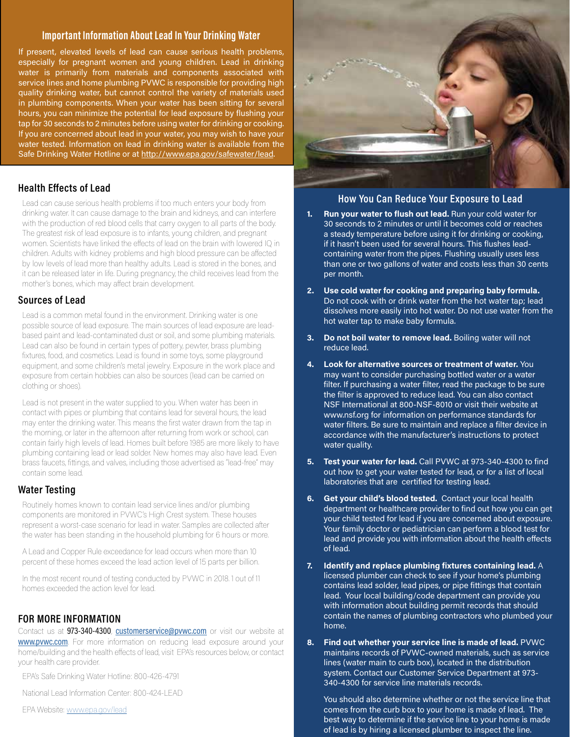## Important Information About Lead In Your Drinking Water

If present, elevated levels of lead can cause serious health problems, especially for pregnant women and young children. Lead in drinking water is primarily from materials and components associated with service lines and home plumbing PVWC is responsible for providing high quality drinking water, but cannot control the variety of materials used in plumbing components. When your water has been sitting for several hours, you can minimize the potential for lead exposure by flushing your tap for 30 seconds to 2 minutes before using water for drinking or cooking. If you are concerned about lead in your water, you may wish to have your water tested. Information on lead in drinking water is available from the Safe Drinking Water Hotline or at http://www.epa.gov/safewater/lead.

## Health Effects of Lead

Lead can cause serious health problems if too much enters your body from drinking water. It can cause damage to the brain and kidneys, and can interfere with the production of red blood cells that carry oxygen to all parts of the body. The greatest risk of lead exposure is to infants, young children, and pregnant women. Scientists have linked the effects of lead on the brain with lowered IQ in children. Adults with kidney problems and high blood pressure can be affected by low levels of lead more than healthy adults. Lead is stored in the bones, and it can be released later in life. During pregnancy, the child receives lead from the mother's bones, which may affect brain development.

## Sources of Lead

Lead is a common metal found in the environment. Drinking water is one possible source of lead exposure. The main sources of lead exposure are lead-based paint and lead-contaminated dust or soil, and some plumbing materials. Lead can also be found in certain types of pottery, pewter, brass plumbing fixtures, food, and cosmetics. Lead is found in some toys, some playground equipment, and some children's metal jewelry. Exposure in the work place and exposure from certain hobbies can also be sources (lead can be carried on clothing or shoes).

Lead is not present in the water supplied to you. When water has been in contact with pipes or plumbing that contains lead for several hours, the lead may enter the drinking water. This means the first water drawn from the tap in the morning, or later in the afternoon after returning from work or school, can contain fairly high levels of lead. Homes built before 1985 are more likely to have plumbing containing lead or lead solder. New homes may also have lead. Even brass faucets, fittings, and valves, including those advertised as "lead-free" may contain some lead.

## Water Testing

Routinely homes known to contain lead service lines and/or plumbing components are monitored in PVWC's High Crest system. These houses represent a worst-case scenario for lead in water. Samples are collected after the water has been standing in the household plumbing for 6 hours or more.

A Lead and Copper Rule exceedance for lead occurs when more than 10 percent of these homes exceed the lead action level of 15 parts per billion.

In the most recent round of testing conducted by PVWC in 2018. 1 out of 11 homes exceeded the action level for lead.

## FOR MORE INFORMATION

Contact us at **973-340-4300**, customerservice@pvwc.com or visit our website at www.pvwc.com. For more information on reducing lead exposure around your home/building and the health effects of lead, visit EPA's resources below, or contact your health care provider.

EPA's Safe Drinking Water Hotline: 800-426-4791

National Lead Information Center: 800-424-LEAD

EPA Website: www.epa.gov/lead

## How You Can Reduce Your Exposure to Lead

1. **Run your water to flush out lead.** Run your cold water for 30 seconds to 2 minutes or until it becomes cold or reaches a steady temperature before using it for drinking or cooking, if it hasn't been used for several hours. This flushes lead-containing water from the pipes. Flushing usually uses less than one or two gallons of water and costs less than 30 cents per month.
2. **Use cold water for cooking and preparing baby formula.** Do not cook with or drink water from the hot water tap; lead dissolves more easily into hot water. Do not use water from the hot water tap to make baby formula.
3. **Do not boil water to remove lead.** Boiling water will not reduce lead.
4. **Look for alternative sources or treatment of water.** You may want to consider purchasing bottled water or a water filter. If purchasing a water filter, read the package to be sure the filter is approved to reduce lead. You can also contact NSF International at 800-NSF-8010 or visit their website at www.nsf.org for information on performance standards for water filters. Be sure to maintain and replace a filter device in accordance with the manufacturer's instructions to protect water quality.
5. **Test your water for lead.** Call PVWC at 973-340-4300 to find out how to get your water tested for lead, or for a list of local laboratories that are certified for testing lead.
6. **Get your child's blood tested.** Contact your local health department or healthcare provider to find out how you can get your child tested for lead if you are concerned about exposure. Your family doctor or pediatrician can perform a blood test for lead and provide you with information about the health effects of lead.
7. **Identify and replace plumbing fixtures containing lead.** A licensed plumber can check to see if your home's plumbing contains lead solder, lead pipes, or pipe fittings that contain lead. Your local building/code department can provide you with information about building permit records that should contain the names of plumbing contractors who plumbed your home.
8. **Find out whether your service line is made of lead.** PVWC maintains records of PVWC-owned materials, such as service lines (water main to curb box), located in the distribution system. Contact our Customer Service Department at 973-340-4300 for service line materials records.

   You should also determine whether or not the service line that comes from the curb box to your home is made of lead. The best way to determine if the service line to your home is made of lead is by hiring a licensed plumber to inspect the line.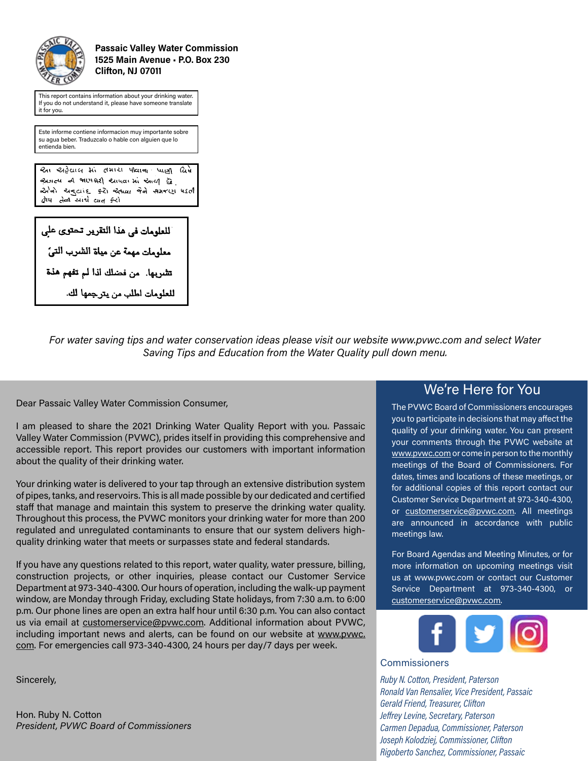**Passaic Valley Water Commission**
**1525 Main Avenue • P.O. Box 230**
**Clifton, NJ 07011**

This report contains information about your drinking water. If you do not understand it, please have someone translate it for you.

Este informe contiene informacion muy importante sobre su agua beber. Traduzcalo o hable con alguien que lo entienda bien.

આ અહેવાલ માં તમારા પીવાના પાણી વિષે અગત્ય ની માહિતી આપવા માં આવી છે. એનો અનુવાદ કરો અથવા જેને સમજણ પડતી હોય તેના સાથે વાત કરો

للعلومات فى هذا التقرير تحتوى على معلومات مهمة عن مياة الشرب التىّ تشربها. من فضلك اذا لم تفهم هذة للعلومات اطلب من يترجمها لك.

*For water saving tips and water conservation ideas please visit our website www.pvwc.com and select Water Saving Tips and Education from the Water Quality pull down menu.*

Dear Passaic Valley Water Commission Consumer,

I am pleased to share the 2021 Drinking Water Quality Report with you. Passaic Valley Water Commission (PVWC), prides itself in providing this comprehensive and accessible report. This report provides our customers with important information about the quality of their drinking water.

Your drinking water is delivered to your tap through an extensive distribution system of pipes, tanks, and reservoirs. This is all made possible by our dedicated and certified staff that manage and maintain this system to preserve the drinking water quality. Throughout this process, the PVWC monitors your drinking water for more than 200 regulated and unregulated contaminants to ensure that our system delivers high-quality drinking water that meets or surpasses state and federal standards.

If you have any questions related to this report, water quality, water pressure, billing, construction projects, or other inquiries, please contact our Customer Service Department at 973-340-4300. Our hours of operation, including the walk-up payment window, are Monday through Friday, excluding State holidays, from 7:30 a.m. to 6:00 p.m. Our phone lines are open an extra half hour until 6:30 p.m. You can also contact us via email at customerservice@pvwc.com. Additional information about PVWC, including important news and alerts, can be found on our website at www.pvwc.com. For emergencies call 973-340-4300, 24 hours per day/7 days per week.

Sincerely,

Hon. Ruby N. Cotton
*President, PVWC Board of Commissioners*

## We're Here for You

The PVWC Board of Commissioners encourages you to participate in decisions that may affect the quality of your drinking water. You can present your comments through the PVWC website at www.pvwc.com or come in person to the monthly meetings of the Board of Commissioners. For dates, times and locations of these meetings, or for additional copies of this report contact our Customer Service Department at 973-340-4300, or customerservice@pvwc.com. All meetings are announced in accordance with public meetings law.

For Board Agendas and Meeting Minutes, or for more information on upcoming meetings visit us at www.pvwc.com or contact our Customer Service Department at 973-340-4300, or customerservice@pvwc.com.

### Commissioners

*Ruby N. Cotton, President, Paterson*
*Ronald Van Rensalier, Vice President, Passaic*
*Gerald Friend, Treasurer, Clifton*
*Jeffrey Levine, Secretary, Paterson*
*Carmen Depadua, Commissioner, Paterson*
*Joseph Kolodziej, Commissioner, Clifton*
*Rigoberto Sanchez, Commissioner, Passaic*